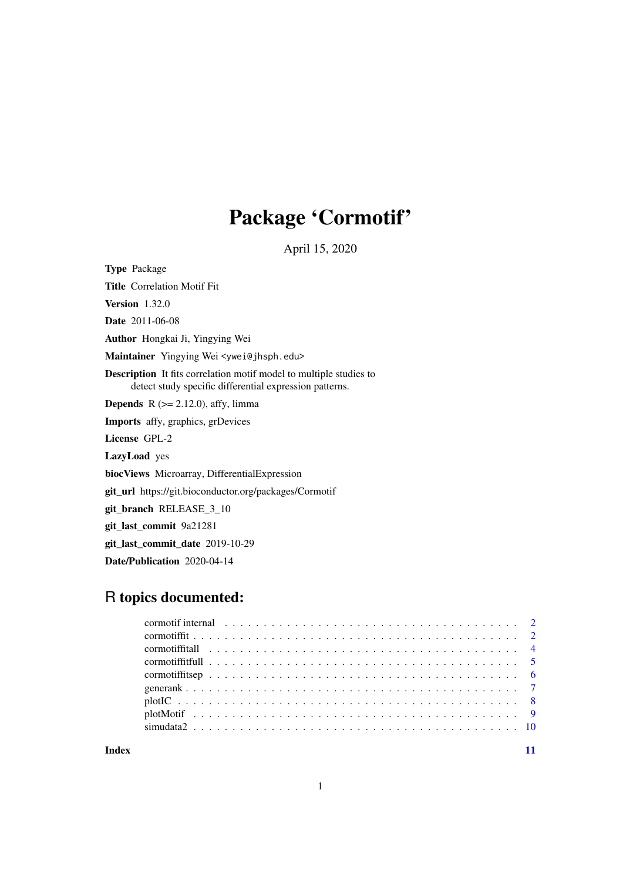# Package 'Cormotif'

April 15, 2020

**Type** Package

**Title** Correlation Motif Fit

**Version** 1.32.0

**Date** 2011-06-08

**Author** Hongkai Ji, Yingying Wei

**Maintainer** Yingying Wei <ywei@jhsph.edu>

**Description** It fits correlation motif model to multiple studies to detect study specific differential expression patterns.

**Depends** R (>= 2.12.0), affy, limma

**Imports** affy, graphics, grDevices

**License** GPL-2

**LazyLoad** yes

**biocViews** Microarray, DifferentialExpression

**git_url** https://git.bioconductor.org/packages/Cormotif

**git_branch** RELEASE_3_10

**git_last_commit** 9a21281

**git_last_commit_date** 2019-10-29

**Date/Publication** 2020-04-14

## R topics documented:

| | |
|---|---|
| cormotif internal | 2 |
| cormotiffit | 2 |
| cormotiffitall | 4 |
| cormotiffitfull | 5 |
| cormotiffitsep | 6 |
| generank | 7 |
| plotIC | 8 |
| plotMotif | 9 |
| simudata2 | 10 |
| **Index** | **11** |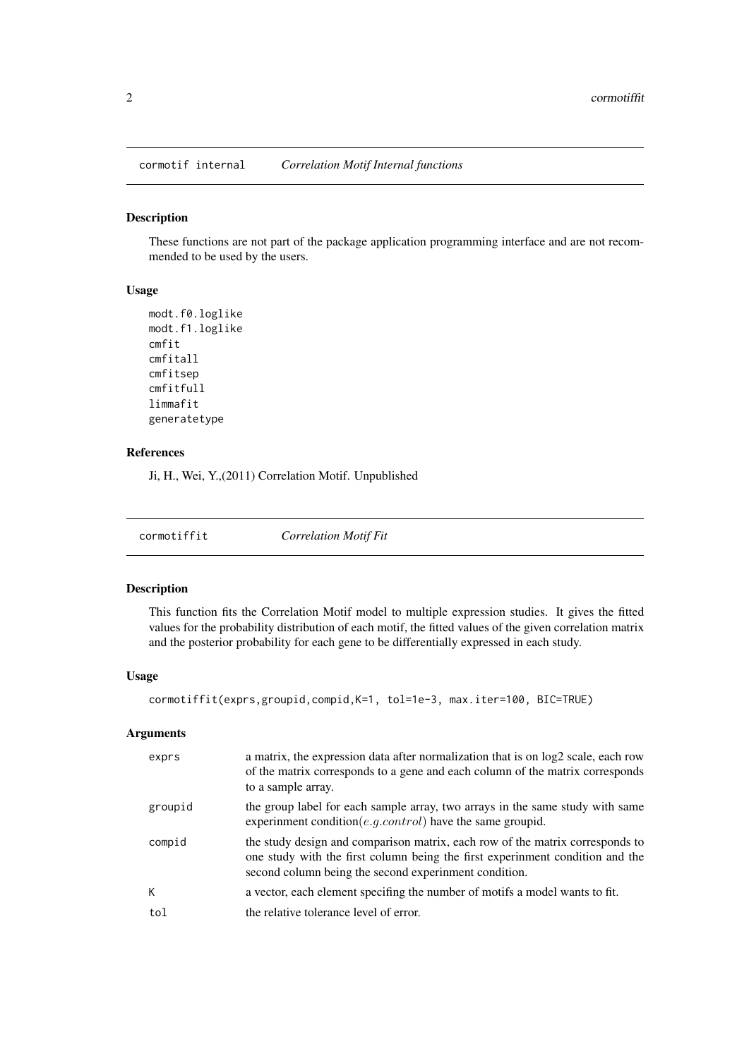## cormotif internal — *Correlation Motif Internal functions*

### Description

These functions are not part of the package application programming interface and are not recommended to be used by the users.

### Usage

```
modt.f0.loglike
modt.f1.loglike
cmfit
cmfitall
cmfitsep
cmfitfull
limmafit
generatetype
```

### References

Ji, H., Wei, Y.,(2011) Correlation Motif. Unpublished

## cormotiffit — *Correlation Motif Fit*

### Description

This function fits the Correlation Motif model to multiple expression studies. It gives the fitted values for the probability distribution of each motif, the fitted values of the given correlation matrix and the posterior probability for each gene to be differentially expressed in each study.

### Usage

```
cormotiffit(exprs,groupid,compid,K=1, tol=1e-3, max.iter=100, BIC=TRUE)
```

### Arguments

| | |
|---|---|
| exprs | a matrix, the expression data after normalization that is on log2 scale, each row of the matrix corresponds to a gene and each column of the matrix corresponds to a sample array. |
| groupid | the group label for each sample array, two arrays in the same study with same experinment condition($e.g.control$) have the same groupid. |
| compid | the study design and comparison matrix, each row of the matrix corresponds to one study with the first column being the first experinment condition and the second column being the second experinment condition. |
| K | a vector, each element specifing the number of motifs a model wants to fit. |
| tol | the relative tolerance level of error. |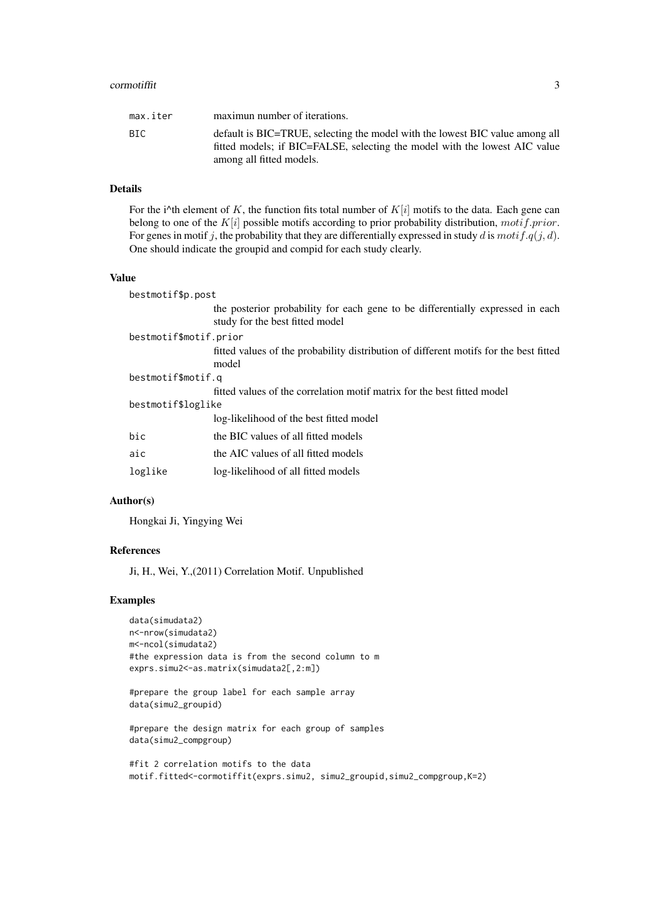| | |
|---|---|
| max.iter | maximun number of iterations. |
| BIC | default is BIC=TRUE, selecting the model with the lowest BIC value among all fitted models; if BIC=FALSE, selecting the model with the lowest AIC value among all fitted models. |

## Details

For the i^th element of $K$, the function fits total number of $K[i]$ motifs to the data. Each gene can belong to one of the $K[i]$ possible motifs according to prior probability distribution, $motif.prior$. For genes in motif $j$, the probability that they are differentially expressed in study $d$ is $motif.q(j, d)$. One should indicate the groupid and compid for each study clearly.

## Value

| | |
|---|---|
| bestmotif$p.post | the posterior probability for each gene to be differentially expressed in each study for the best fitted model |
| bestmotif$motif.prior | fitted values of the probability distribution of different motifs for the best fitted model |
| bestmotif$motif.q | fitted values of the correlation motif matrix for the best fitted model |
| bestmotif$loglike | log-likelihood of the best fitted model |
| bic | the BIC values of all fitted models |
| aic | the AIC values of all fitted models |
| loglike | log-likelihood of all fitted models |

## Author(s)

Hongkai Ji, Yingying Wei

## References

Ji, H., Wei, Y.,(2011) Correlation Motif. Unpublished

## Examples

```
data(simudata2)
n<-nrow(simudata2)
m<-ncol(simudata2)
#the expression data is from the second column to m
exprs.simu2<-as.matrix(simudata2[,2:m])

#prepare the group label for each sample array
data(simu2_groupid)

#prepare the design matrix for each group of samples
data(simu2_compgroup)

#fit 2 correlation motifs to the data
motif.fitted<-cormotiffit(exprs.simu2, simu2_groupid,simu2_compgroup,K=2)
```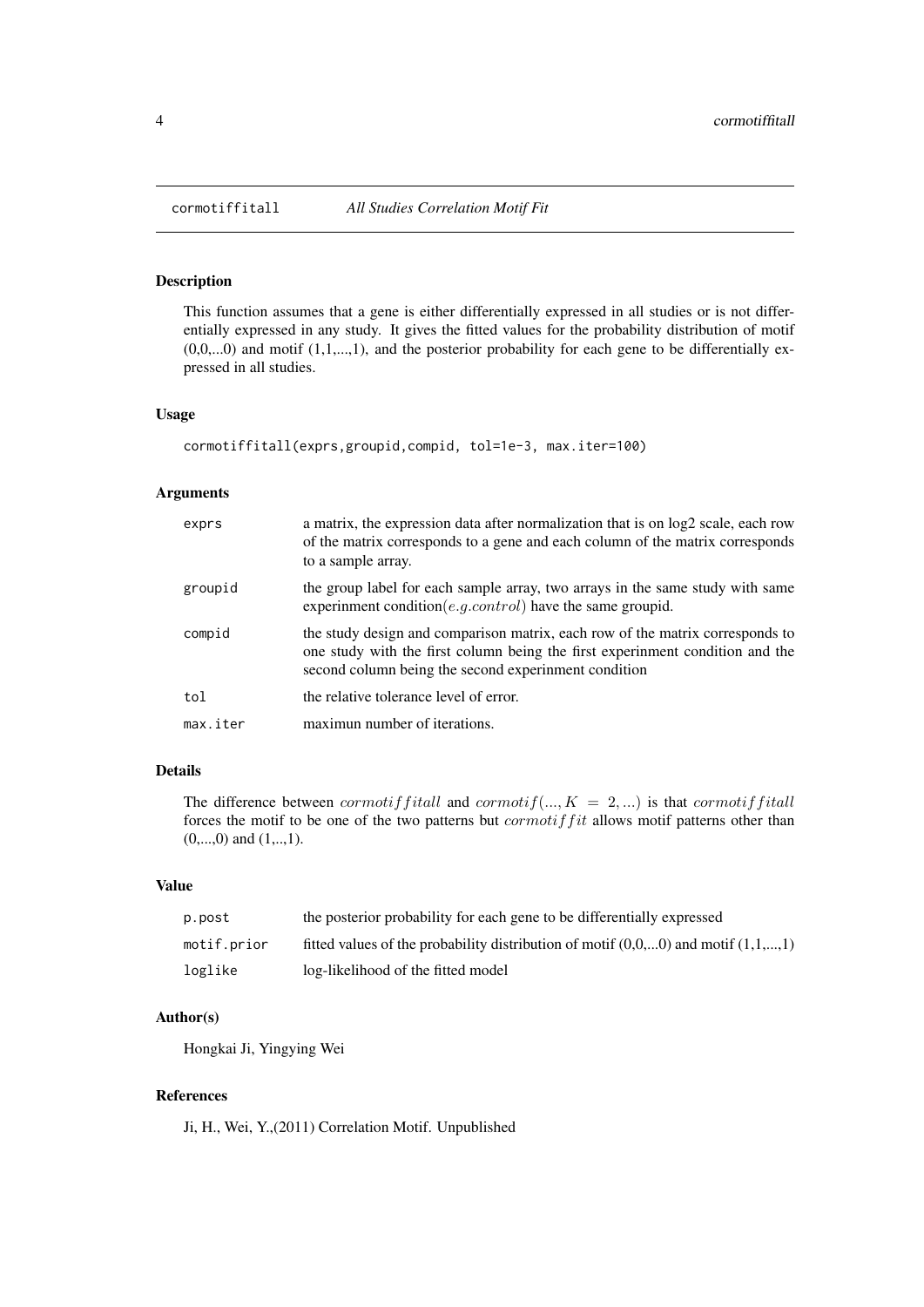# cormotiffitall *All Studies Correlation Motif Fit*

## Description

This function assumes that a gene is either differentially expressed in all studies or is not differentially expressed in any study. It gives the fitted values for the probability distribution of motif (0,0,...0) and motif (1,1,...,1), and the posterior probability for each gene to be differentially expressed in all studies.

## Usage

```
cormotiffitall(exprs,groupid,compid, tol=1e-3, max.iter=100)
```

## Arguments

| | |
|---|---|
| exprs | a matrix, the expression data after normalization that is on log2 scale, each row of the matrix corresponds to a gene and each column of the matrix corresponds to a sample array. |
| groupid | the group label for each sample array, two arrays in the same study with same experinment condition($e.g.control$) have the same groupid. |
| compid | the study design and comparison matrix, each row of the matrix corresponds to one study with the first column being the first experinment condition and the second column being the second experinment condition |
| tol | the relative tolerance level of error. |
| max.iter | maximun number of iterations. |

## Details

The difference between $cormotiffitall$ and $cormotif(..., K = 2, ...)$ is that $cormotiffitall$ forces the motif to be one of the two patterns but $cormotiffit$ allows motif patterns other than (0,...,0) and (1,..,1).

## Value

| | |
|---|---|
| p.post | the posterior probability for each gene to be differentially expressed |
| motif.prior | fitted values of the probability distribution of motif (0,0,...0) and motif (1,1,...,1) |
| loglike | log-likelihood of the fitted model |

## Author(s)

Hongkai Ji, Yingying Wei

## References

Ji, H., Wei, Y.,(2011) Correlation Motif. Unpublished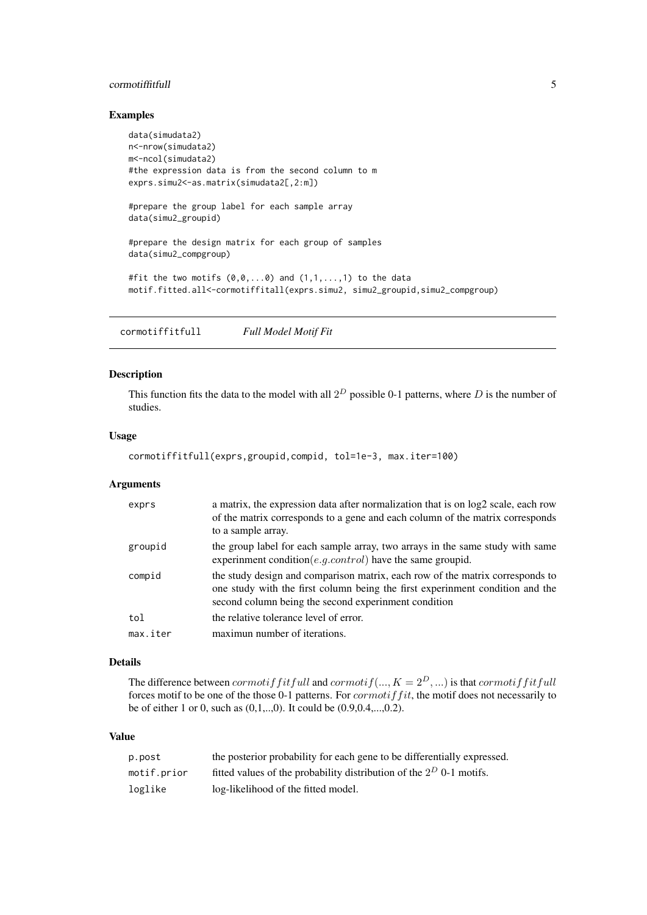### Examples

```
data(simudata2)
n<-nrow(simudata2)
m<-ncol(simudata2)
#the expression data is from the second column to m
exprs.simu2<-as.matrix(simudata2[,2:m])

#prepare the group label for each sample array
data(simu2_groupid)

#prepare the design matrix for each group of samples
data(simu2_compgroup)

#fit the two motifs (0,0,...0) and (1,1,...,1) to the data
motif.fitted.all<-cormotiffitall(exprs.simu2, simu2_groupid,simu2_compgroup)
```

## cormotiffitfull *Full Model Motif Fit*

### Description

This function fits the data to the model with all $2^D$ possible 0-1 patterns, where $D$ is the number of studies.

### Usage

```
cormotiffitfull(exprs,groupid,compid, tol=1e-3, max.iter=100)
```

### Arguments

| | |
|---|---|
| exprs | a matrix, the expression data after normalization that is on log2 scale, each row of the matrix corresponds to a gene and each column of the matrix corresponds to a sample array. |
| groupid | the group label for each sample array, two arrays in the same study with same experinment condition($e.g.control$) have the same groupid. |
| compid | the study design and comparison matrix, each row of the matrix corresponds to one study with the first column being the first experinment condition and the second column being the second experinment condition |
| tol | the relative tolerance level of error. |
| max.iter | maximun number of iterations. |

### Details

The difference between $cormotiffitfull$ and $cormotif(..., K = 2^D, ...)$ is that $cormotiffitfull$ forces motif to be one of the those 0-1 patterns. For $cormotiffit$, the motif does not necessarily to be of either 1 or 0, such as (0,1,..,0). It could be (0.9,0.4,...,0.2).

### Value

| | |
|---|---|
| p.post | the posterior probability for each gene to be differentially expressed. |
| motif.prior | fitted values of the probability distribution of the $2^D$ 0-1 motifs. |
| loglike | log-likelihood of the fitted model. |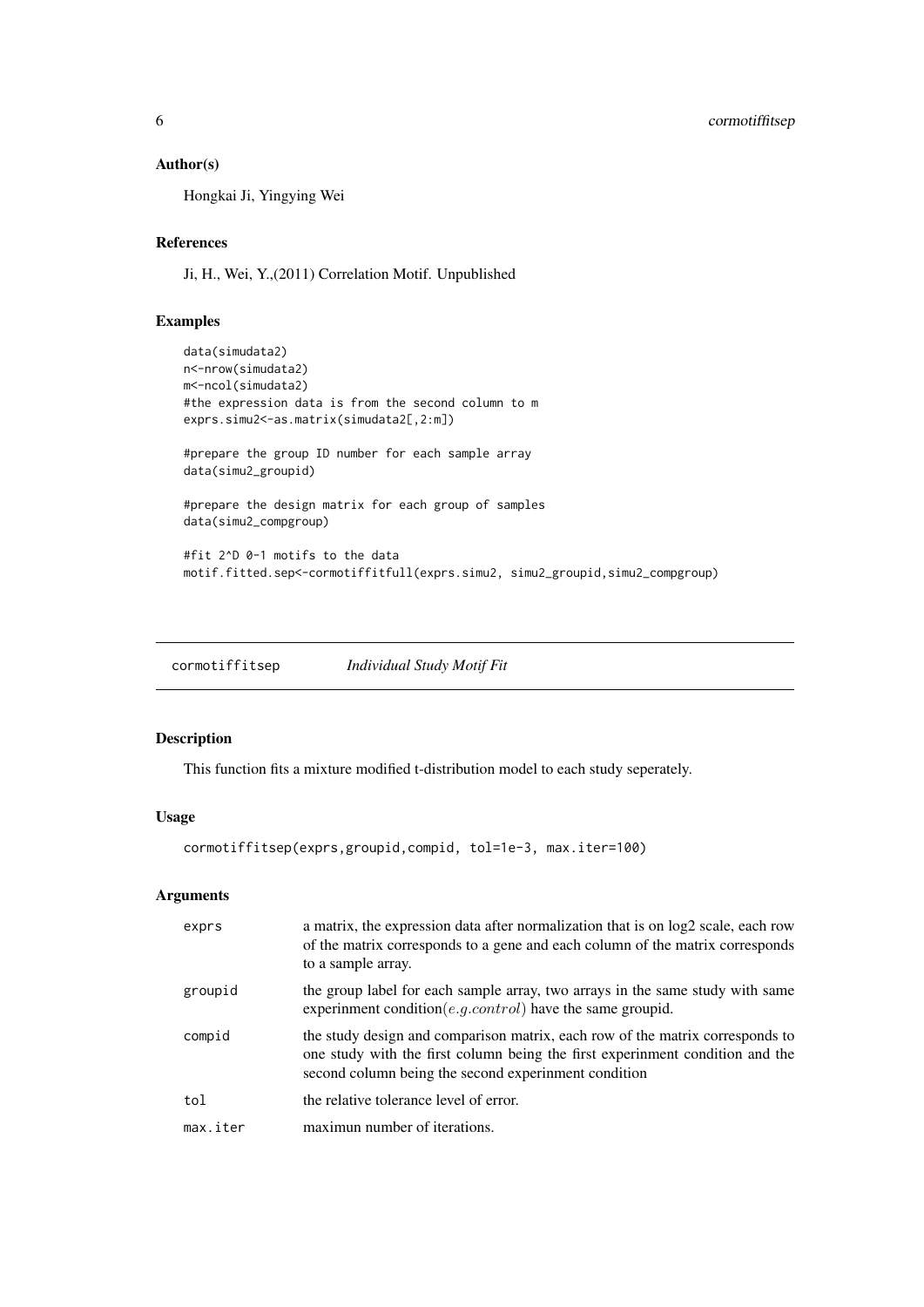### Author(s)

Hongkai Ji, Yingying Wei

### References

Ji, H., Wei, Y.,(2011) Correlation Motif. Unpublished

### Examples

```
data(simudata2)
n<-nrow(simudata2)
m<-ncol(simudata2)
#the expression data is from the second column to m
exprs.simu2<-as.matrix(simudata2[,2:m])

#prepare the group ID number for each sample array
data(simu2_groupid)

#prepare the design matrix for each group of samples
data(simu2_compgroup)

#fit 2^D 0-1 motifs to the data
motif.fitted.sep<-cormotiffitfull(exprs.simu2, simu2_groupid,simu2_compgroup)
```

## cormotiffitsep *Individual Study Motif Fit*

### Description

This function fits a mixture modified t-distribution model to each study seperately.

### Usage

```
cormotiffitsep(exprs,groupid,compid, tol=1e-3, max.iter=100)
```

### Arguments

| | |
|---|---|
| exprs | a matrix, the expression data after normalization that is on log2 scale, each row of the matrix corresponds to a gene and each column of the matrix corresponds to a sample array. |
| groupid | the group label for each sample array, two arrays in the same study with same experinment condition($e.g.control$) have the same groupid. |
| compid | the study design and comparison matrix, each row of the matrix corresponds to one study with the first column being the first experinment condition and the second column being the second experinment condition |
| tol | the relative tolerance level of error. |
| max.iter | maximun number of iterations. |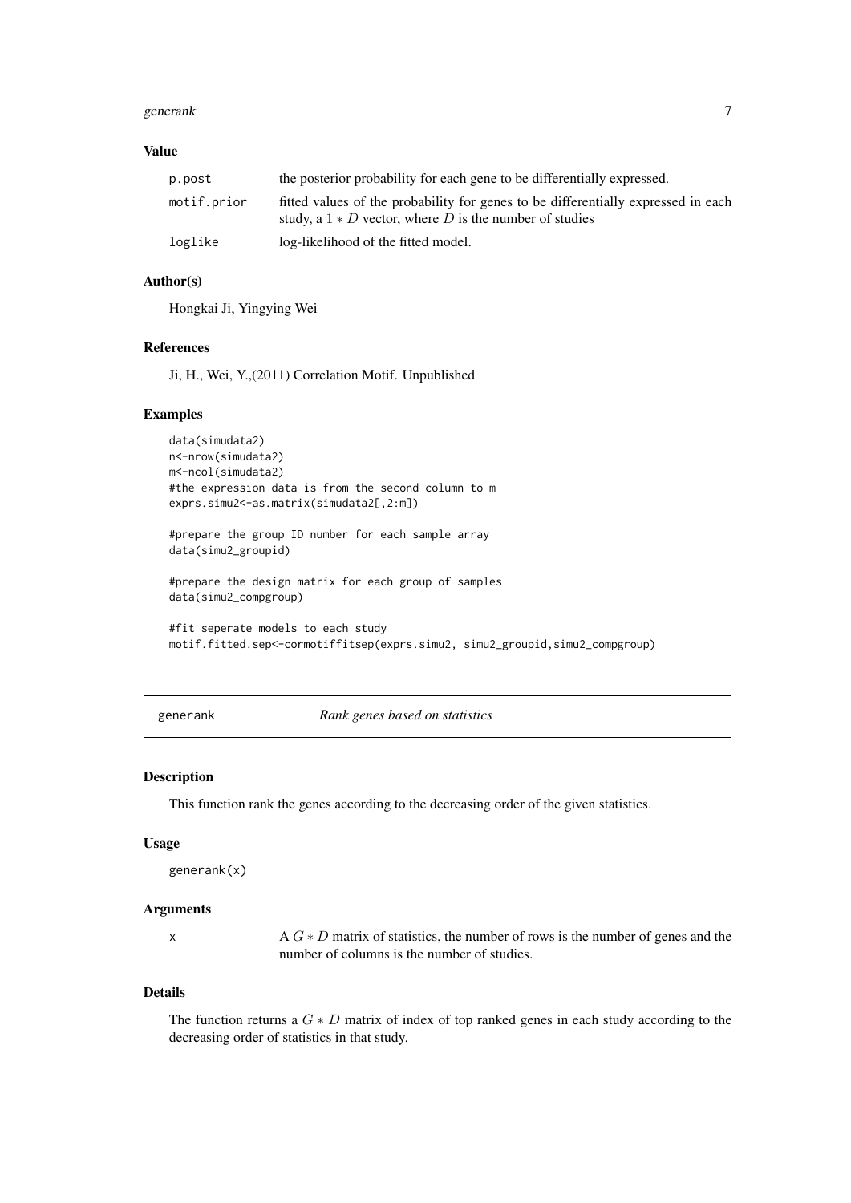### Value

| | |
|---|---|
| p.post | the posterior probability for each gene to be differentially expressed. |
| motif.prior | fitted values of the probability for genes to be differentially expressed in each study, a $1 * D$ vector, where $D$ is the number of studies |
| loglike | log-likelihood of the fitted model. |

### Author(s)

Hongkai Ji, Yingying Wei

### References

Ji, H., Wei, Y.,(2011) Correlation Motif. Unpublished

### Examples

```
data(simudata2)
n<-nrow(simudata2)
m<-ncol(simudata2)
#the expression data is from the second column to m
exprs.simu2<-as.matrix(simudata2[,2:m])

#prepare the group ID number for each sample array
data(simu2_groupid)

#prepare the design matrix for each group of samples
data(simu2_compgroup)

#fit seperate models to each study
motif.fitted.sep<-cormotiffitsep(exprs.simu2, simu2_groupid,simu2_compgroup)
```

---

## generank *Rank genes based on statistics*

### Description

This function rank the genes according to the decreasing order of the given statistics.

### Usage

```
generank(x)
```

### Arguments

| | |
|---|---|
| x | A $G * D$ matrix of statistics, the number of rows is the number of genes and the number of columns is the number of studies. |

### Details

The function returns a $G * D$ matrix of index of top ranked genes in each study according to the decreasing order of statistics in that study.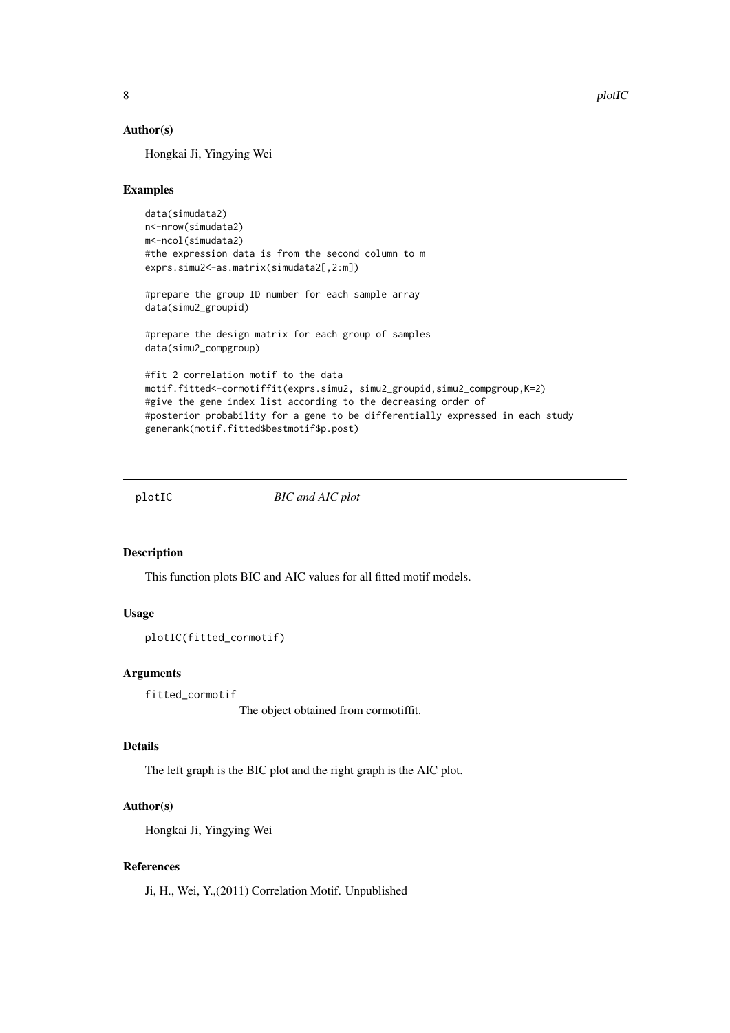## Author(s)

Hongkai Ji, Yingying Wei

## Examples

```
data(simudata2)
n<-nrow(simudata2)
m<-ncol(simudata2)
#the expression data is from the second column to m
exprs.simu2<-as.matrix(simudata2[,2:m])

#prepare the group ID number for each sample array
data(simu2_groupid)

#prepare the design matrix for each group of samples
data(simu2_compgroup)

#fit 2 correlation motif to the data
motif.fitted<-cormotiffit(exprs.simu2, simu2_groupid,simu2_compgroup,K=2)
#give the gene index list according to the decreasing order of
#posterior probability for a gene to be differentially expressed in each study
generank(motif.fitted$bestmotif$p.post)
```

---

# plotIC &nbsp;&nbsp;&nbsp;&nbsp;&nbsp; *BIC and AIC plot*

---

## Description

This function plots BIC and AIC values for all fitted motif models.

## Usage

```
plotIC(fitted_cormotif)
```

## Arguments

`fitted_cormotif`
: The object obtained from cormotiffit.

## Details

The left graph is the BIC plot and the right graph is the AIC plot.

## Author(s)

Hongkai Ji, Yingying Wei

## References

Ji, H., Wei, Y.,(2011) Correlation Motif. Unpublished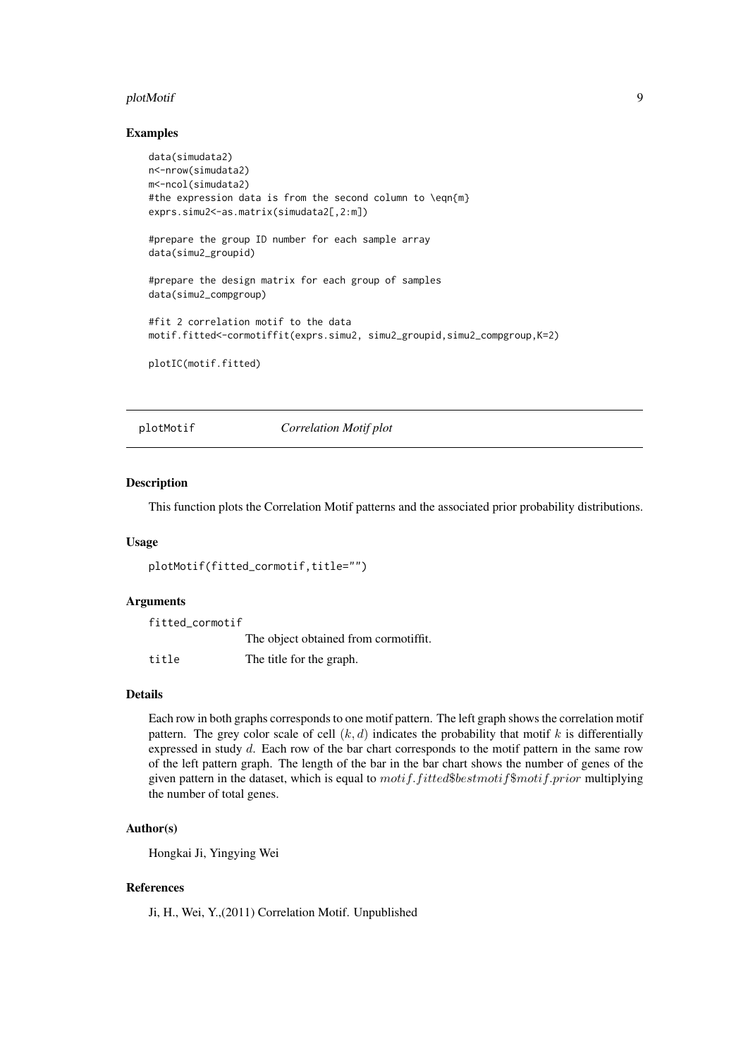### Examples

```
data(simudata2)
n<-nrow(simudata2)
m<-ncol(simudata2)
#the expression data is from the second column to \eqn{m}
exprs.simu2<-as.matrix(simudata2[,2:m])

#prepare the group ID number for each sample array
data(simu2_groupid)

#prepare the design matrix for each group of samples
data(simu2_compgroup)

#fit 2 correlation motif to the data
motif.fitted<-cormotiffit(exprs.simu2, simu2_groupid,simu2_compgroup,K=2)

plotIC(motif.fitted)
```

---

## plotMotif *Correlation Motif plot*

---

### Description

This function plots the Correlation Motif patterns and the associated prior probability distributions.

### Usage

```
plotMotif(fitted_cormotif,title="")
```

### Arguments

| | |
|---|---|
| fitted_cormotif | The object obtained from cormotiffit. |
| title | The title for the graph. |

### Details

Each row in both graphs corresponds to one motif pattern. The left graph shows the correlation motif pattern. The grey color scale of cell $(k, d)$ indicates the probability that motif $k$ is differentially expressed in study $d$. Each row of the bar chart corresponds to the motif pattern in the same row of the left pattern graph. The length of the bar in the bar chart shows the number of genes of the given pattern in the dataset, which is equal to $motif.fitted\$bestmotif\$motif.prior$ multiplying the number of total genes.

### Author(s)

Hongkai Ji, Yingying Wei

### References

Ji, H., Wei, Y.,(2011) Correlation Motif. Unpublished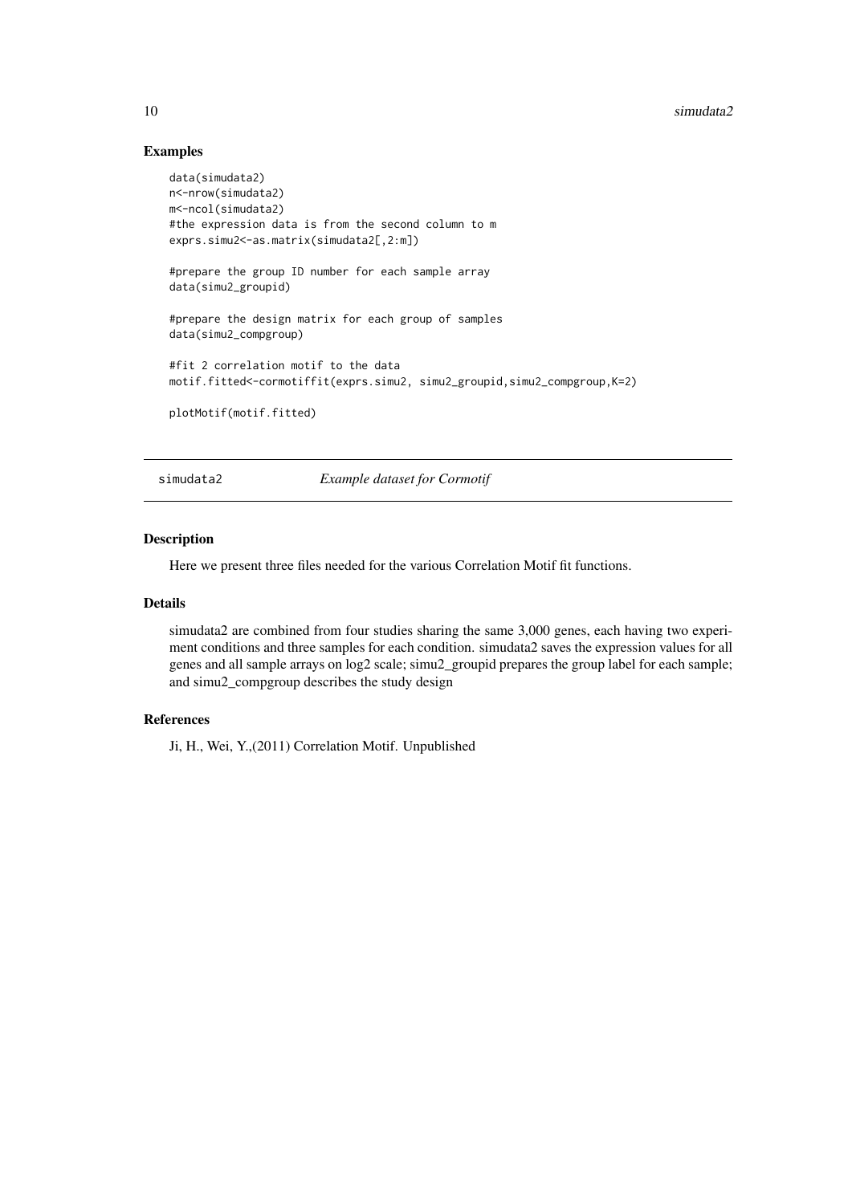## Examples

```
data(simudata2)
n<-nrow(simudata2)
m<-ncol(simudata2)
#the expression data is from the second column to m
exprs.simu2<-as.matrix(simudata2[,2:m])

#prepare the group ID number for each sample array
data(simu2_groupid)

#prepare the design matrix for each group of samples
data(simu2_compgroup)

#fit 2 correlation motif to the data
motif.fitted<-cormotiffit(exprs.simu2, simu2_groupid,simu2_compgroup,K=2)

plotMotif(motif.fitted)
```

---

# simudata2 *Example dataset for Cormotif*

---

## Description

Here we present three files needed for the various Correlation Motif fit functions.

## Details

simudata2 are combined from four studies sharing the same 3,000 genes, each having two experiment conditions and three samples for each condition. simudata2 saves the expression values for all genes and all sample arrays on log2 scale; simu2_groupid prepares the group label for each sample; and simu2_compgroup describes the study design

## References

Ji, H., Wei, Y.,(2011) Correlation Motif. Unpublished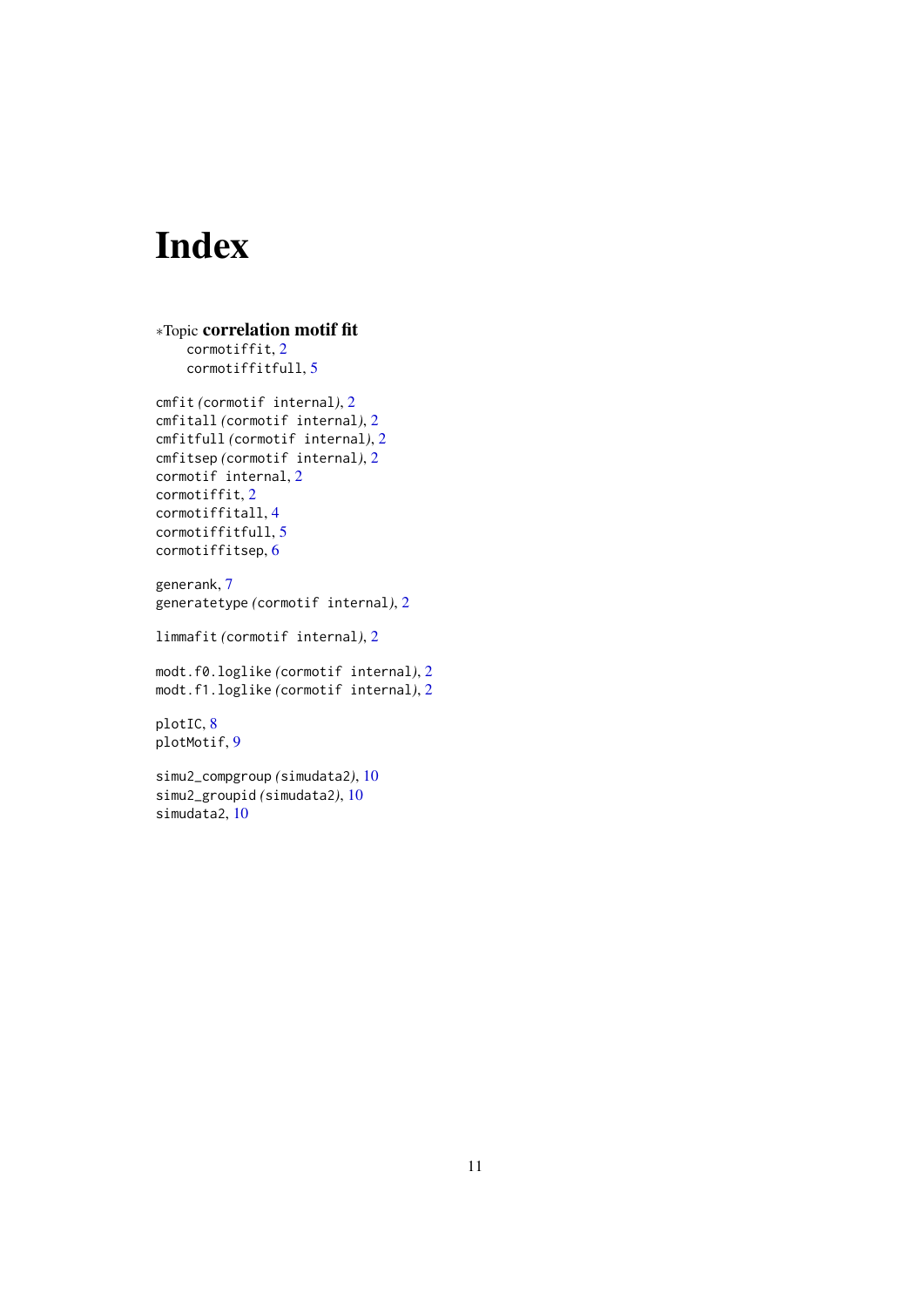# Index

*Topic **correlation motif fit**
  cormotiffit, 2
  cormotiffitfull, 5

cmfit (cormotif internal), 2
cmfitall (cormotif internal), 2
cmfitfull (cormotif internal), 2
cmfitsep (cormotif internal), 2
cormotif internal, 2
cormotiffit, 2
cormotiffitall, 4
cormotiffitfull, 5
cormotiffitsep, 6

generank, 7
generatetype (cormotif internal), 2

limmafit (cormotif internal), 2

modt.f0.loglike (cormotif internal), 2
modt.f1.loglike (cormotif internal), 2

plotIC, 8
plotMotif, 9

simu2_compgroup (simudata2), 10
simu2_groupid (simudata2), 10
simudata2, 10